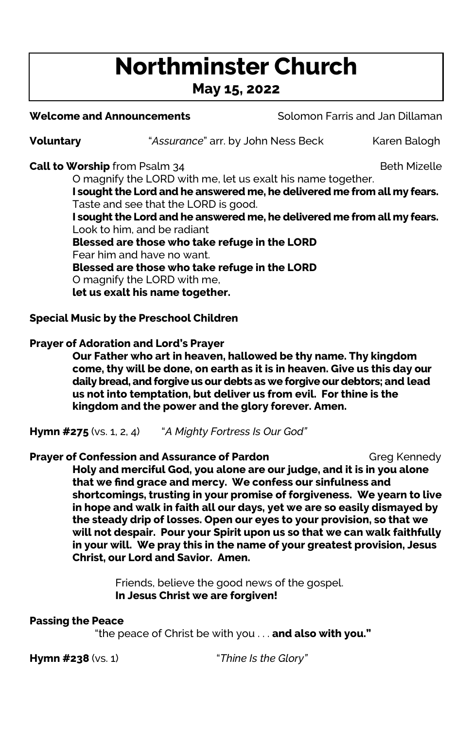# Northminster Church

## May 15, 2022

**Welcome and Announcements** Solomon Farris and Jan Dillaman

**Voluntary** "*Assurance*" arr. by John Ness Beck Karen Balogh

**Call to Worship** from Psalm 34 Beth Mizelle

O magnify the LORD with me, let us exalt his name together.
**I sought the Lord and he answered me, he delivered me from all my fears.**
Taste and see that the LORD is good.
**I sought the Lord and he answered me, he delivered me from all my fears.**
Look to him, and be radiant
**Blessed are those who take refuge in the LORD**
Fear him and have no want.
**Blessed are those who take refuge in the LORD**
O magnify the LORD with me,
**let us exalt his name together.**

**Special Music by the Preschool Children**

**Prayer of Adoration and Lord's Prayer**

**Our Father who art in heaven, hallowed be thy name. Thy kingdom come, thy will be done, on earth as it is in heaven. Give us this day our daily bread, and forgive us our debts as we forgive our debtors; and lead us not into temptation, but deliver us from evil. For thine is the kingdom and the power and the glory forever. Amen.**

**Hymn #275** (vs. 1, 2, 4) "*A Mighty Fortress Is Our God"*

**Prayer of Confession and Assurance of Pardon** Greg Kennedy

**Holy and merciful God, you alone are our judge, and it is in you alone that we find grace and mercy. We confess our sinfulness and shortcomings, trusting in your promise of forgiveness. We yearn to live in hope and walk in faith all our days, yet we are so easily dismayed by the steady drip of losses. Open our eyes to your provision, so that we will not despair. Pour your Spirit upon us so that we can walk faithfully in your will. We pray this in the name of your greatest provision, Jesus Christ, our Lord and Savior. Amen.**

Friends, believe the good news of the gospel.
**In Jesus Christ we are forgiven!**

**Passing the Peace**

"the peace of Christ be with you . . . **and also with you."**

**Hymn #238** (vs. 1) "*Thine Is the Glory"*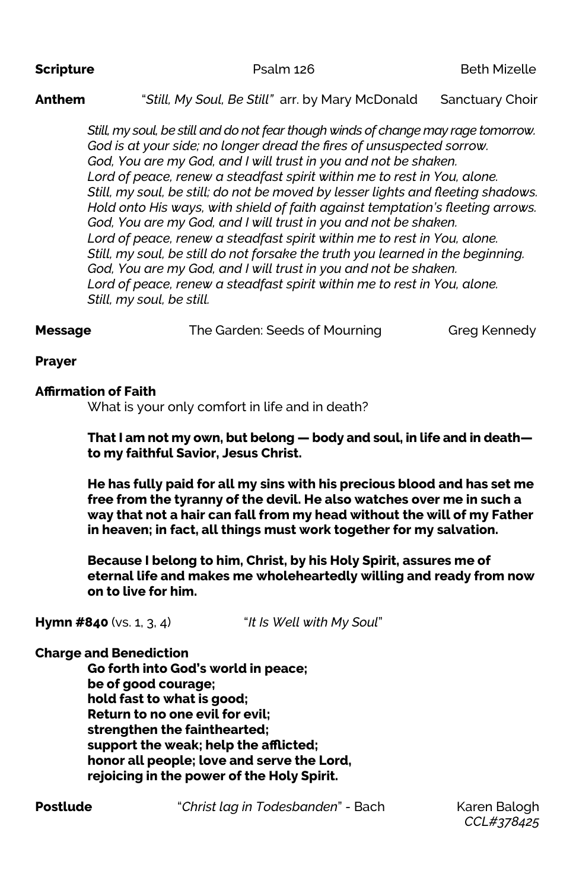**Scripture** Psalm 126 Beth Mizelle

**Anthem** "*Still, My Soul, Be Still"* arr. by Mary McDonald Sanctuary Choir

*Still, my soul, be still and do not fear though winds of change may rage tomorrow.*
*God is at your side; no longer dread the fires of unsuspected sorrow.*
*God, You are my God, and I will trust in you and not be shaken.*
*Lord of peace, renew a steadfast spirit within me to rest in You, alone.*
*Still, my soul, be still; do not be moved by lesser lights and fleeting shadows.*
*Hold onto His ways, with shield of faith against temptation's fleeting arrows.*
*God, You are my God, and I will trust in you and not be shaken.*
*Lord of peace, renew a steadfast spirit within me to rest in You, alone.*
*Still, my soul, be still do not forsake the truth you learned in the beginning.*
*God, You are my God, and I will trust in you and not be shaken.*
*Lord of peace, renew a steadfast spirit within me to rest in You, alone.*
*Still, my soul, be still.*

**Message** The Garden: Seeds of Mourning Greg Kennedy

**Prayer**

**Affirmation of Faith**

What is your only comfort in life and in death?

**That I am not my own, but belong — body and soul, in life and in death— to my faithful Savior, Jesus Christ.**

**He has fully paid for all my sins with his precious blood and has set me free from the tyranny of the devil. He also watches over me in such a way that not a hair can fall from my head without the will of my Father in heaven; in fact, all things must work together for my salvation.**

**Because I belong to him, Christ, by his Holy Spirit, assures me of eternal life and makes me wholeheartedly willing and ready from now on to live for him.**

**Hymn #840** (vs. 1, 3, 4) "*It Is Well with My Soul*"

**Charge and Benediction**

**Go forth into God's world in peace;**
**be of good courage;**
**hold fast to what is good;**
**Return to no one evil for evil;**
**strengthen the fainthearted;**
**support the weak; help the afflicted;**
**honor all people; love and serve the Lord,**
**rejoicing in the power of the Holy Spirit.**

**Postlude** "*Christ lag in Todesbanden*" - Bach Karen Balogh

*CCL#378425*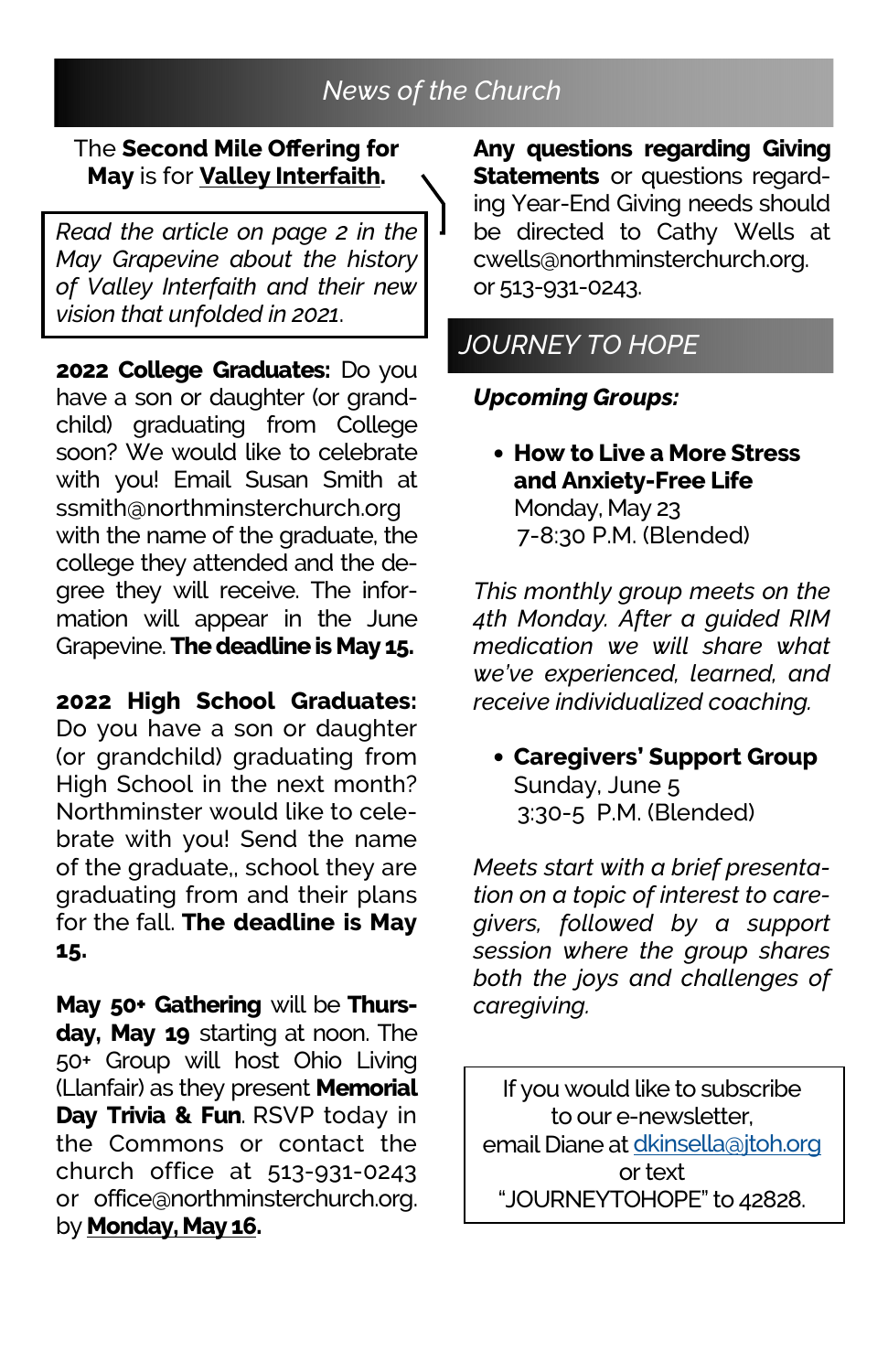## News of the Church

The **Second Mile Offering for May** is for **Valley Interfaith.**

*Read the article on page 2 in the May Grapevine about the history of Valley Interfaith and their new vision that unfolded in 2021.*

**2022 College Graduates:** Do you have a son or daughter (or grandchild) graduating from College soon? We would like to celebrate with you! Email Susan Smith at ssmith@northminsterchurch.org with the name of the graduate, the college they attended and the degree they will receive. The information will appear in the June Grapevine. **The deadline is May 15.**

**2022 High School Graduates:** Do you have a son or daughter (or grandchild) graduating from High School in the next month? Northminster would like to celebrate with you! Send the name of the graduate,, school they are graduating from and their plans for the fall. **The deadline is May 15.**

**May 50+ Gathering** will be **Thursday, May 19** starting at noon. The 50+ Group will host Ohio Living (Llanfair) as they present **Memorial Day Trivia & Fun**. RSVP today in the Commons or contact the church office at 513-931-0243 or office@northminsterchurch.org. by **Monday, May 16.**

**Any questions regarding Giving Statements** or questions regarding Year-End Giving needs should be directed to Cathy Wells at cwells@northminsterchurch.org. or 513-931-0243.

## JOURNEY TO HOPE

***Upcoming Groups:***

- **How to Live a More Stress and Anxiety-Free Life**
  Monday, May 23
  7-8:30 P.M. (Blended)

*This monthly group meets on the 4th Monday. After a guided RIM medication we will share what we've experienced, learned, and receive individualized coaching.*

- **Caregivers' Support Group**
  Sunday, June 5
  3:30-5 P.M. (Blended)

*Meets start with a brief presentation on a topic of interest to caregivers, followed by a support session where the group shares both the joys and challenges of caregiving.*

If you would like to subscribe to our e-newsletter, email Diane at dkinsella@jtoh.org or text "JOURNEYTOHOPE" to 42828.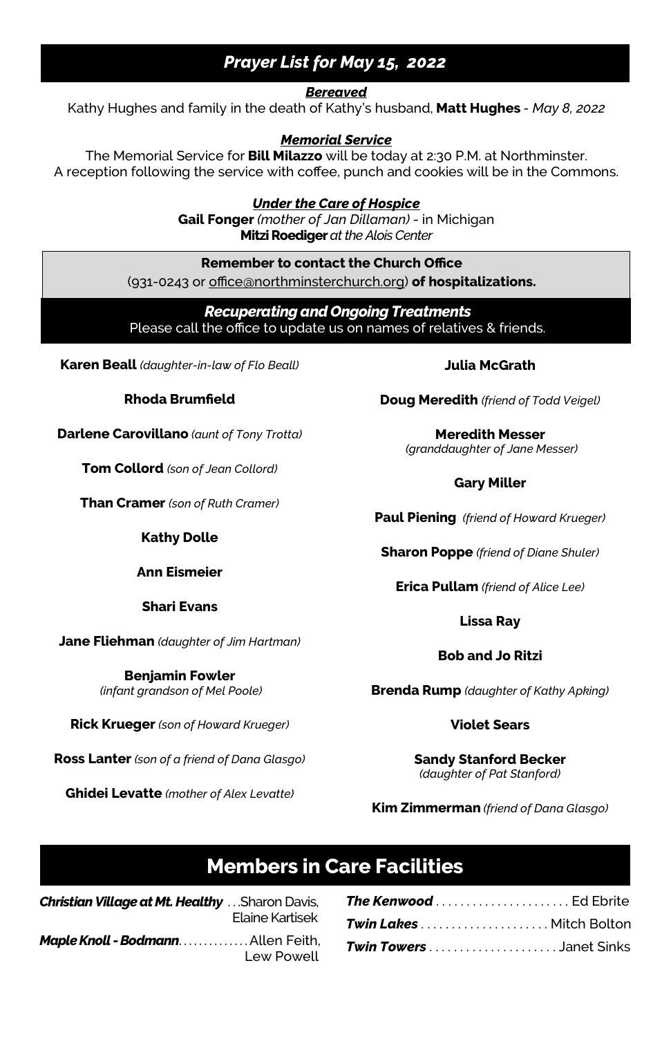## *Prayer List for May 15, 2022*

***Bereaved***

Kathy Hughes and family in the death of Kathy's husband, **Matt Hughes** - *May 8, 2022*

***Memorial Service***

The Memorial Service for **Bill Milazzo** will be today at 2:30 P.M. at Northminster.
A reception following the service with coffee, punch and cookies will be in the Commons.

***Under the Care of Hospice***

**Gail Fonger** *(mother of Jan Dillaman)* - in Michigan
**Mitzi Roediger** *at the Alois Center*

**Remember to contact the Church Office**
(931-0243 or office@northminsterchurch.org) **of hospitalizations.**

### *Recuperating and Ongoing Treatments*

Please call the office to update us on names of relatives & friends.

**Karen Beall** *(daughter-in-law of Flo Beall)*

**Rhoda Brumfield**

**Darlene Carovillano** *(aunt of Tony Trotta)*

**Tom Collord** *(son of Jean Collord)*

**Than Cramer** *(son of Ruth Cramer)*

**Kathy Dolle**

**Ann Eismeier**

**Shari Evans**

**Jane Fliehman** *(daughter of Jim Hartman)*

**Benjamin Fowler**
*(infant grandson of Mel Poole)*

**Rick Krueger** *(son of Howard Krueger)*

**Ross Lanter** *(son of a friend of Dana Glasgo)*

**Ghidei Levatte** *(mother of Alex Levatte)*

**Julia McGrath**

**Doug Meredith** *(friend of Todd Veigel)*

**Meredith Messer**
*(granddaughter of Jane Messer)*

**Gary Miller**

**Paul Piening** *(friend of Howard Krueger)*

**Sharon Poppe** *(friend of Diane Shuler)*

**Erica Pullam** *(friend of Alice Lee)*

**Lissa Ray**

**Bob and Jo Ritzi**

**Brenda Rump** *(daughter of Kathy Apking)*

**Violet Sears**

**Sandy Stanford Becker**
*(daughter of Pat Stanford)*

**Kim Zimmerman** *(friend of Dana Glasgo)*

## Members in Care Facilities

***Christian Village at Mt. Healthy*** . . . Sharon Davis, Elaine Kartisek

***Maple Knoll - Bodmann*** . . . . . . . . . . . . . Allen Feith, Lew Powell

***The Kenwood*** . . . . . . . . . . . . . . . . . . . . . . Ed Ebrite

***Twin Lakes*** . . . . . . . . . . . . . . . . . . . . . Mitch Bolton

***Twin Towers*** . . . . . . . . . . . . . . . . . . . . . Janet Sinks